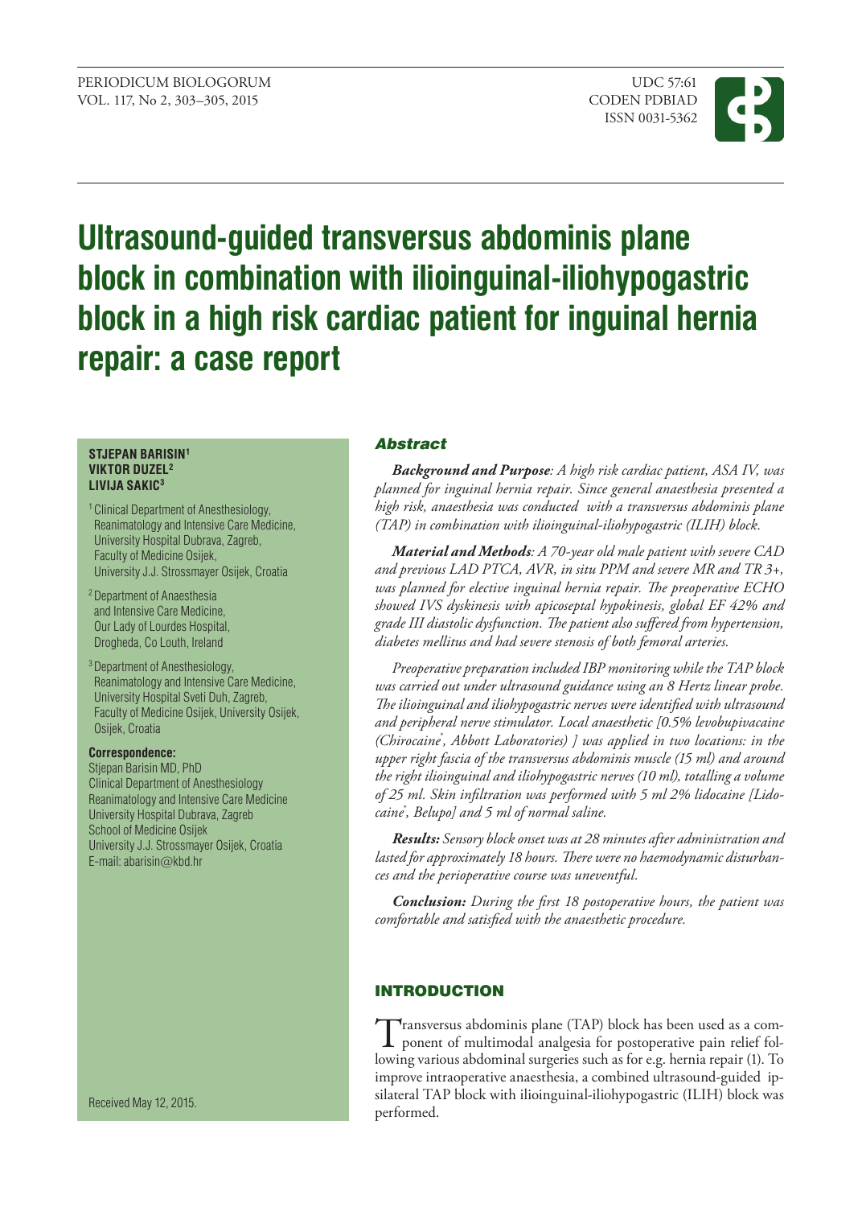# Ultrasound-guided transversus abdominis plane block in combination with ilioinguinal-iliohypogastric block in a high risk cardiac patient for inguinal hernia repair: a case report

**STJEPAN BARISIN[1]**
**VIKTOR DUZEL[2]**
**LIVIJA SAKIC[3]**

[1] Clinical Department of Anesthesiology, Reanimatology and Intensive Care Medicine, University Hospital Dubrava, Zagreb, Faculty of Medicine Osijek, University J.J. Strossmayer Osijek, Croatia

[2] Department of Anaesthesia and Intensive Care Medicine, Our Lady of Lourdes Hospital, Drogheda, Co Louth, Ireland

[3] Department of Anesthesiology, Reanimatology and Intensive Care Medicine, University Hospital Sveti Duh, Zagreb, Faculty of Medicine Osijek, University Osijek, Osijek, Croatia

**Correspondence:**
Stjepan Barisin MD, PhD
Clinical Department of Anesthesiology Reanimatology and Intensive Care Medicine
University Hospital Dubrava, Zagreb
School of Medicine Osijek
University J.J. Strossmayer Osijek, Croatia
E-mail: abarisin@kbd.hr

Received May 12, 2015.

## Abstract

***Background and Purpose**: A high risk cardiac patient, ASA IV, was planned for inguinal hernia repair. Since general anaesthesia presented a high risk, anaesthesia was conducted with a transversus abdominis plane (TAP) in combination with ilioinguinal-iliohypogastric (ILIH) block.*

***Material and Methods**: A 70-year old male patient with severe CAD and previous LAD PTCA, AVR, in situ PPM and severe MR and TR 3+, was planned for elective inguinal hernia repair. The preoperative ECHO showed IVS dyskinesis with apicoseptal hypokinesis, global EF 42% and grade III diastolic dysfunction. The patient also suffered from hypertension, diabetes mellitus and had severe stenosis of both femoral arteries.*

*Preoperative preparation included IBP monitoring while the TAP block was carried out under ultrasound guidance using an 8 Hertz linear probe. The ilioinguinal and iliohypogastric nerves were identified with ultrasound and peripheral nerve stimulator. Local anaesthetic [0.5% levobupivacaine (Chirocaine®, Abbott Laboratories) ] was applied in two locations: in the upper right fascia of the transversus abdominis muscle (15 ml) and around the right ilioinguinal and iliohypogastric nerves (10 ml), totalling a volume of 25 ml. Skin infiltration was performed with 5 ml 2% lidocaine [Lidocaine®, Belupo] and 5 ml of normal saline.*

***Results:** Sensory block onset was at 28 minutes after administration and lasted for approximately 18 hours. There were no haemodynamic disturbances and the perioperative course was uneventful.*

***Conclusion:** During the first 18 postoperative hours, the patient was comfortable and satisfied with the anaesthetic procedure.*

## INTRODUCTION

Transversus abdominis plane (TAP) block has been used as a component of multimodal analgesia for postoperative pain relief following various abdominal surgeries such as for e.g. hernia repair (1). To improve intraoperative anaesthesia, a combined ultrasound-guided ipsilateral TAP block with ilioinguinal-iliohypogastric (ILIH) block was performed.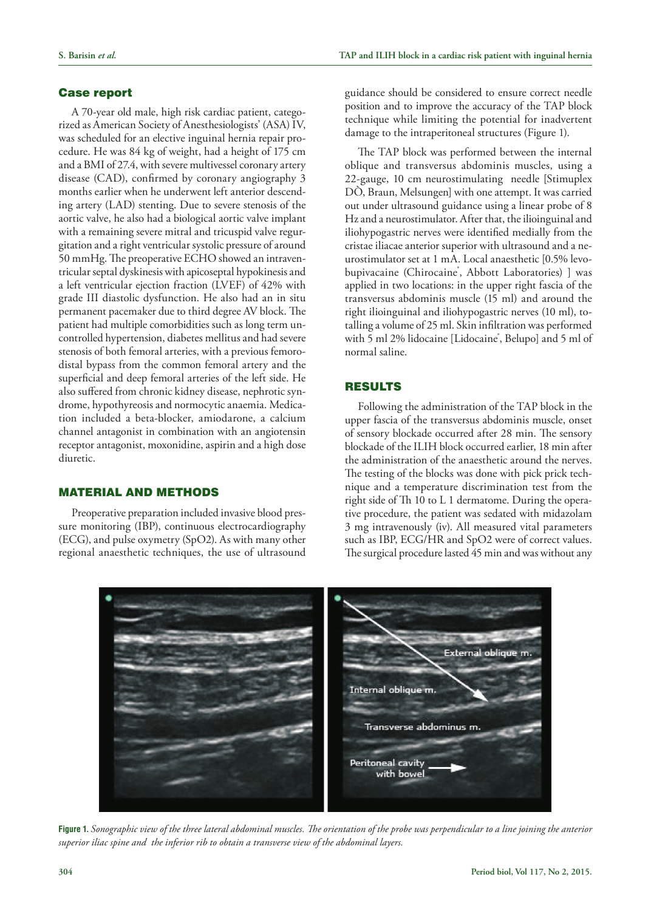## Case report

A 70-year old male, high risk cardiac patient, categorized as American Society of Anesthesiologists' (ASA) IV, was scheduled for an elective inguinal hernia repair procedure. He was 84 kg of weight, had a height of 175 cm and a BMI of 27.4, with severe multivessel coronary artery disease (CAD), confirmed by coronary angiography 3 months earlier when he underwent left anterior descending artery (LAD) stenting. Due to severe stenosis of the aortic valve, he also had a biological aortic valve implant with a remaining severe mitral and tricuspid valve regurgitation and a right ventricular systolic pressure of around 50 mmHg. The preoperative ECHO showed an intraventricular septal dyskinesis with apicoseptal hypokinesis and a left ventricular ejection fraction (LVEF) of 42% with grade III diastolic dysfunction. He also had an in situ permanent pacemaker due to third degree AV block. The patient had multiple comorbidities such as long term uncontrolled hypertension, diabetes mellitus and had severe stenosis of both femoral arteries, with a previous femorodistal bypass from the common femoral artery and the superficial and deep femoral arteries of the left side. He also suffered from chronic kidney disease, nephrotic syndrome, hypothyreosis and normocytic anaemia. Medication included a beta-blocker, amiodarone, a calcium channel antagonist in combination with an angiotensin receptor antagonist, moxonidine, aspirin and a high dose diuretic.

## MATERIAL AND METHODS

Preoperative preparation included invasive blood pressure monitoring (IBP), continuous electrocardiography (ECG), and pulse oxymetry (SpO2). As with many other regional anaesthetic techniques, the use of ultrasound guidance should be considered to ensure correct needle position and to improve the accuracy of the TAP block technique while limiting the potential for inadvertent damage to the intraperitoneal structures (Figure 1).

The TAP block was performed between the internal oblique and transversus abdominis muscles, using a 22-gauge, 10 cm neurostimulating needle [Stimuplex DÖ, Braun, Melsungen] with one attempt. It was carried out under ultrasound guidance using a linear probe of 8 Hz and a neurostimulator. After that, the ilioinguinal and iliohypogastric nerves were identified medially from the cristae iliacae anterior superior with ultrasound and a neurostimulator set at 1 mA. Local anaesthetic [0.5% levobupivacaine (Chirocaine®, Abbott Laboratories) ] was applied in two locations: in the upper right fascia of the transversus abdominis muscle (15 ml) and around the right ilioinguinal and iliohypogastric nerves (10 ml), totalling a volume of 25 ml. Skin infiltration was performed with 5 ml 2% lidocaine [Lidocaine®, Belupo] and 5 ml of normal saline.

## RESULTS

Following the administration of the TAP block in the upper fascia of the transversus abdominis muscle, onset of sensory blockade occurred after 28 min. The sensory blockade of the ILIH block occurred earlier, 18 min after the administration of the anaesthetic around the nerves. The testing of the blocks was done with pick prick technique and a temperature discrimination test from the right side of Th 10 to L 1 dermatome. During the operative procedure, the patient was sedated with midazolam 3 mg intravenously (iv). All measured vital parameters such as IBP, ECG/HR and SpO2 were of correct values. The surgical procedure lasted 45 min and was without any

**Figure 1.** *Sonographic view of the three lateral abdominal muscles. The orientation of the probe was perpendicular to a line joining the anterior superior iliac spine and the inferior rib to obtain a transverse view of the abdominal layers.*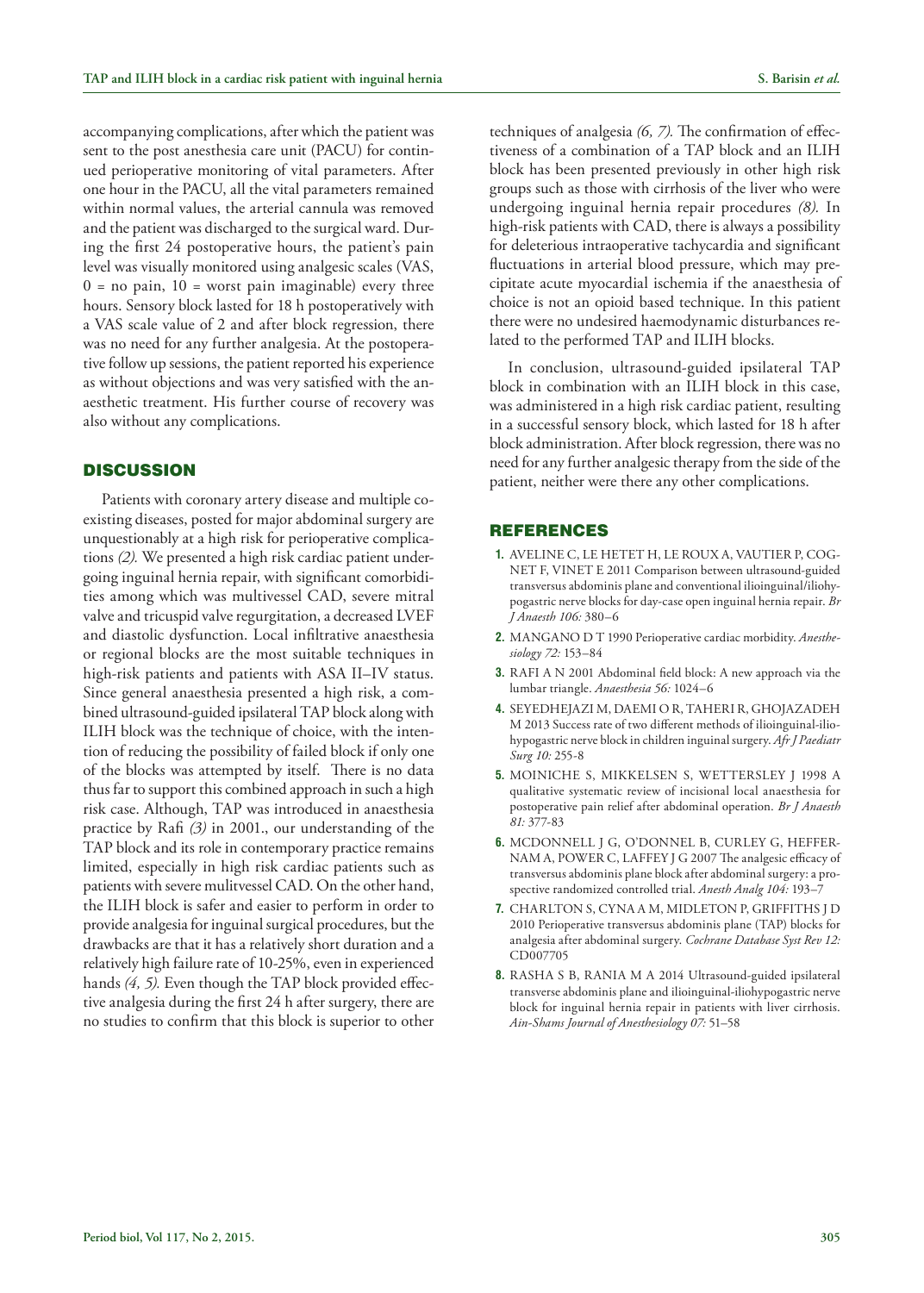accompanying complications, after which the patient was sent to the post anesthesia care unit (PACU) for continued perioperative monitoring of vital parameters. After one hour in the PACU, all the vital parameters remained within normal values, the arterial cannula was removed and the patient was discharged to the surgical ward. During the first 24 postoperative hours, the patient's pain level was visually monitored using analgesic scales (VAS, 0 = no pain, 10 = worst pain imaginable) every three hours. Sensory block lasted for 18 h postoperatively with a VAS scale value of 2 and after block regression, there was no need for any further analgesia. At the postoperative follow up sessions, the patient reported his experience as without objections and was very satisfied with the anaesthetic treatment. His further course of recovery was also without any complications.

## DISCUSSION

Patients with coronary artery disease and multiple coexisting diseases, posted for major abdominal surgery are unquestionably at a high risk for perioperative complications *(2).* We presented a high risk cardiac patient undergoing inguinal hernia repair, with significant comorbidities among which was multivessel CAD, severe mitral valve and tricuspid valve regurgitation, a decreased LVEF and diastolic dysfunction. Local infiltrative anaesthesia or regional blocks are the most suitable techniques in high-risk patients and patients with ASA II–IV status. Since general anaesthesia presented a high risk, a combined ultrasound-guided ipsilateral TAP block along with ILIH block was the technique of choice, with the intention of reducing the possibility of failed block if only one of the blocks was attempted by itself. There is no data thus far to support this combined approach in such a high risk case. Although, TAP was introduced in anaesthesia practice by Rafi *(3)* in 2001., our understanding of the TAP block and its role in contemporary practice remains limited, especially in high risk cardiac patients such as patients with severe mulitvessel CAD. On the other hand, the ILIH block is safer and easier to perform in order to provide analgesia for inguinal surgical procedures, but the drawbacks are that it has a relatively short duration and a relatively high failure rate of 10-25%, even in experienced hands *(4, 5).* Even though the TAP block provided effective analgesia during the first 24 h after surgery, there are no studies to confirm that this block is superior to other techniques of analgesia *(6, 7).* The confirmation of effectiveness of a combination of a TAP block and an ILIH block has been presented previously in other high risk groups such as those with cirrhosis of the liver who were undergoing inguinal hernia repair procedures *(8).* In high-risk patients with CAD, there is always a possibility for deleterious intraoperative tachycardia and significant fluctuations in arterial blood pressure, which may precipitate acute myocardial ischemia if the anaesthesia of choice is not an opioid based technique. In this patient there were no undesired haemodynamic disturbances related to the performed TAP and ILIH blocks.

In conclusion, ultrasound-guided ipsilateral TAP block in combination with an ILIH block in this case, was administered in a high risk cardiac patient, resulting in a successful sensory block, which lasted for 18 h after block administration. After block regression, there was no need for any further analgesic therapy from the side of the patient, neither were there any other complications.

## REFERENCES

1. AVELINE C, LE HETET H, LE ROUX A, VAUTIER P, COGNET F, VINET E 2011 Comparison between ultrasound-guided transversus abdominis plane and conventional ilioinguinal/iliohypogastric nerve blocks for day-case open inguinal hernia repair. *Br J Anaesth 106:* 380–6
2. MANGANO D T 1990 Perioperative cardiac morbidity. *Anesthesiology 72:* 153–84
3. RAFI A N 2001 Abdominal field block: A new approach via the lumbar triangle. *Anaesthesia 56:* 1024–6
4. SEYEDHEJAZI M, DAEMI O R, TAHERI R, GHOJAZADEH M 2013 Success rate of two different methods of ilioinguinal-iliohypogastric nerve block in children inguinal surgery. *Afr J Paediatr Surg 10:* 255-8
5. MOINICHE S, MIKKELSEN S, WETTERSLEY J 1998 A qualitative systematic review of incisional local anaesthesia for postoperative pain relief after abdominal operation. *Br J Anaesth 81:* 377-83
6. MCDONNELL J G, O'DONNEL B, CURLEY G, HEFFERNAM A, POWER C, LAFFEY J G 2007 The analgesic efficacy of transversus abdominis plane block after abdominal surgery: a prospective randomized controlled trial. *Anesth Analg 104:* 193–7
7. CHARLTON S, CYNA A M, MIDLETON P, GRIFFITHS J D 2010 Perioperative transversus abdominis plane (TAP) blocks for analgesia after abdominal surgery. *Cochrane Database Syst Rev 12:* CD007705
8. RASHA S B, RANIA M A 2014 Ultrasound-guided ipsilateral transverse abdominis plane and ilioinguinal-iliohypogastric nerve block for inguinal hernia repair in patients with liver cirrhosis. *Ain-Shams Journal of Anesthesiology 07:* 51–58